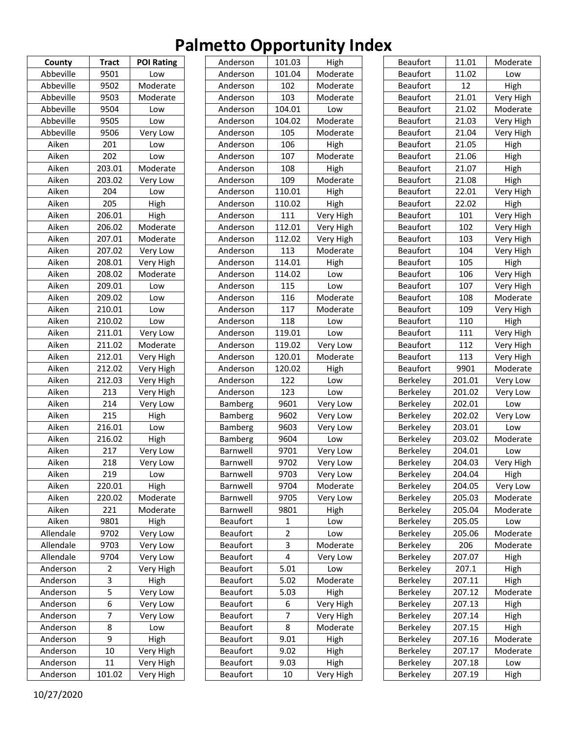# Palmetto Opportunity Index

| County | Tract | POI Rating |
|---|---|---|
| Abbeville | 9501 | Low |
| Abbeville | 9502 | Moderate |
| Abbeville | 9503 | Moderate |
| Abbeville | 9504 | Low |
| Abbeville | 9505 | Low |
| Abbeville | 9506 | Very Low |
| Aiken | 201 | Low |
| Aiken | 202 | Low |
| Aiken | 203.01 | Moderate |
| Aiken | 203.02 | Very Low |
| Aiken | 204 | Low |
| Aiken | 205 | High |
| Aiken | 206.01 | High |
| Aiken | 206.02 | Moderate |
| Aiken | 207.01 | Moderate |
| Aiken | 207.02 | Very Low |
| Aiken | 208.01 | Very High |
| Aiken | 208.02 | Moderate |
| Aiken | 209.01 | Low |
| Aiken | 209.02 | Low |
| Aiken | 210.01 | Low |
| Aiken | 210.02 | Low |
| Aiken | 211.01 | Very Low |
| Aiken | 211.02 | Moderate |
| Aiken | 212.01 | Very High |
| Aiken | 212.02 | Very High |
| Aiken | 212.03 | Very High |
| Aiken | 213 | Very High |
| Aiken | 214 | Very Low |
| Aiken | 215 | High |
| Aiken | 216.01 | Low |
| Aiken | 216.02 | High |
| Aiken | 217 | Very Low |
| Aiken | 218 | Very Low |
| Aiken | 219 | Low |
| Aiken | 220.01 | High |
| Aiken | 220.02 | Moderate |
| Aiken | 221 | Moderate |
| Aiken | 9801 | High |
| Allendale | 9702 | Very Low |
| Allendale | 9703 | Very Low |
| Allendale | 9704 | Very Low |
| Anderson | 2 | Very High |
| Anderson | 3 | High |
| Anderson | 5 | Very Low |
| Anderson | 6 | Very Low |
| Anderson | 7 | Very Low |
| Anderson | 8 | Low |
| Anderson | 9 | High |
| Anderson | 10 | Very High |
| Anderson | 11 | Very High |
| Anderson | 101.02 | Very High |
| Anderson | 101.03 | High |
| Anderson | 101.04 | Moderate |
| Anderson | 102 | Moderate |
| Anderson | 103 | Moderate |
| Anderson | 104.01 | Low |
| Anderson | 104.02 | Moderate |
| Anderson | 105 | Moderate |
| Anderson | 106 | High |
| Anderson | 107 | Moderate |
| Anderson | 108 | High |
| Anderson | 109 | Moderate |
| Anderson | 110.01 | High |
| Anderson | 110.02 | High |
| Anderson | 111 | Very High |
| Anderson | 112.01 | Very High |
| Anderson | 112.02 | Very High |
| Anderson | 113 | Moderate |
| Anderson | 114.01 | High |
| Anderson | 114.02 | Low |
| Anderson | 115 | Low |
| Anderson | 116 | Moderate |
| Anderson | 117 | Moderate |
| Anderson | 118 | Low |
| Anderson | 119.01 | Low |
| Anderson | 119.02 | Very Low |
| Anderson | 120.01 | Moderate |
| Anderson | 120.02 | High |
| Anderson | 122 | Low |
| Anderson | 123 | Low |
| Bamberg | 9601 | Very Low |
| Bamberg | 9602 | Very Low |
| Bamberg | 9603 | Very Low |
| Bamberg | 9604 | Low |
| Barnwell | 9701 | Very Low |
| Barnwell | 9702 | Very Low |
| Barnwell | 9703 | Very Low |
| Barnwell | 9704 | Moderate |
| Barnwell | 9705 | Very Low |
| Barnwell | 9801 | High |
| Beaufort | 1 | Low |
| Beaufort | 2 | Low |
| Beaufort | 3 | Moderate |
| Beaufort | 4 | Very Low |
| Beaufort | 5.01 | Low |
| Beaufort | 5.02 | Moderate |
| Beaufort | 5.03 | High |
| Beaufort | 6 | Very High |
| Beaufort | 7 | Very High |
| Beaufort | 8 | Moderate |
| Beaufort | 9.01 | High |
| Beaufort | 9.02 | High |
| Beaufort | 9.03 | High |
| Beaufort | 10 | Very High |
| Beaufort | 11.01 | Moderate |
| Beaufort | 11.02 | Low |
| Beaufort | 12 | High |
| Beaufort | 21.01 | Very High |
| Beaufort | 21.02 | Moderate |
| Beaufort | 21.03 | Very High |
| Beaufort | 21.04 | Very High |
| Beaufort | 21.05 | High |
| Beaufort | 21.06 | High |
| Beaufort | 21.07 | High |
| Beaufort | 21.08 | High |
| Beaufort | 22.01 | Very High |
| Beaufort | 22.02 | High |
| Beaufort | 101 | Very High |
| Beaufort | 102 | Very High |
| Beaufort | 103 | Very High |
| Beaufort | 104 | Very High |
| Beaufort | 105 | High |
| Beaufort | 106 | Very High |
| Beaufort | 107 | Very High |
| Beaufort | 108 | Moderate |
| Beaufort | 109 | Very High |
| Beaufort | 110 | High |
| Beaufort | 111 | Very High |
| Beaufort | 112 | Very High |
| Beaufort | 113 | Very High |
| Beaufort | 9901 | Moderate |
| Berkeley | 201.01 | Very Low |
| Berkeley | 201.02 | Very Low |
| Berkeley | 202.01 | Low |
| Berkeley | 202.02 | Very Low |
| Berkeley | 203.01 | Low |
| Berkeley | 203.02 | Moderate |
| Berkeley | 204.01 | Low |
| Berkeley | 204.03 | Very High |
| Berkeley | 204.04 | High |
| Berkeley | 204.05 | Very Low |
| Berkeley | 205.03 | Moderate |
| Berkeley | 205.04 | Moderate |
| Berkeley | 205.05 | Low |
| Berkeley | 205.06 | Moderate |
| Berkeley | 206 | Moderate |
| Berkeley | 207.07 | High |
| Berkeley | 207.1 | High |
| Berkeley | 207.11 | High |
| Berkeley | 207.12 | Moderate |
| Berkeley | 207.13 | High |
| Berkeley | 207.14 | High |
| Berkeley | 207.15 | High |
| Berkeley | 207.16 | Moderate |
| Berkeley | 207.17 | Moderate |
| Berkeley | 207.18 | Low |
| Berkeley | 207.19 | High |

10/27/2020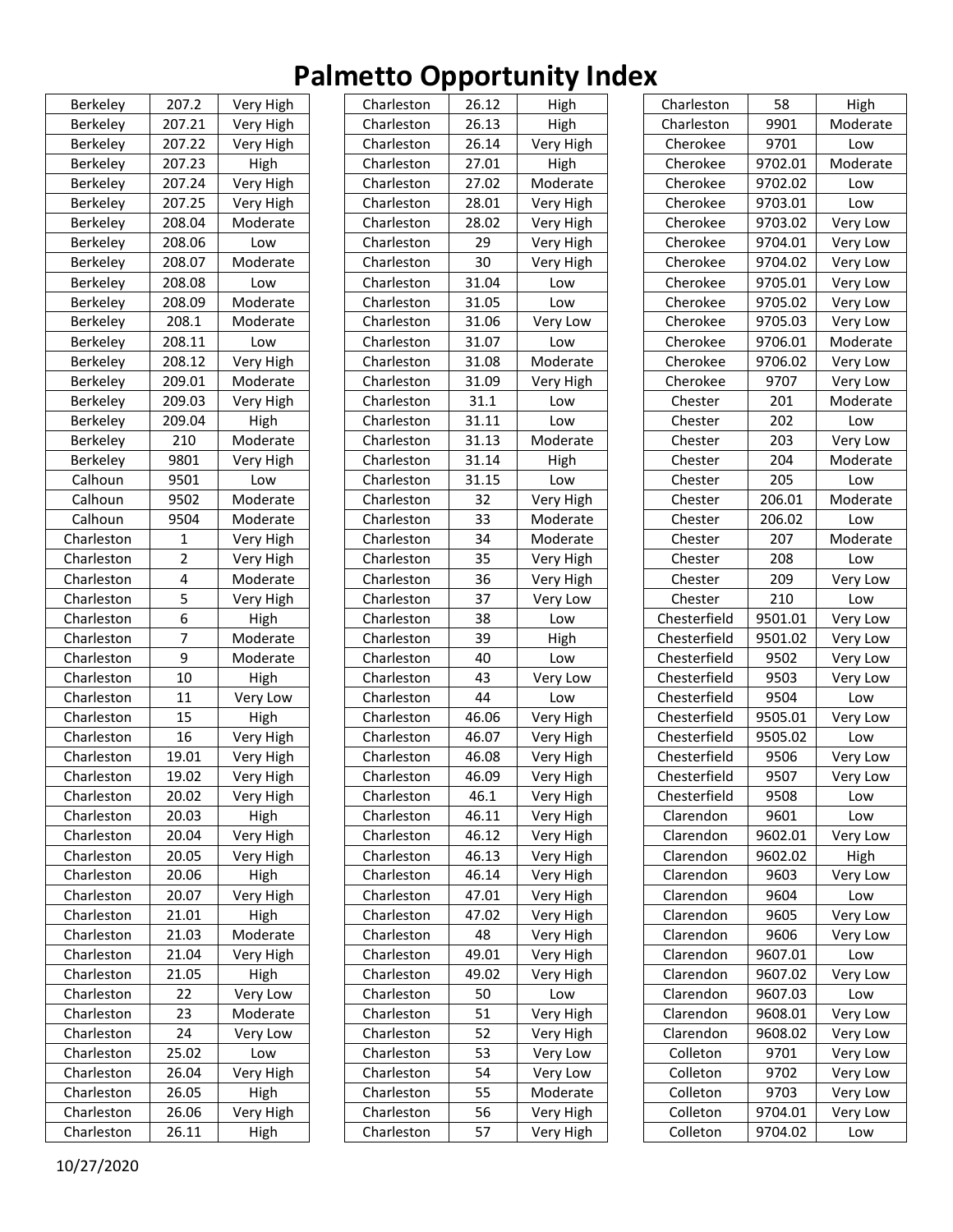# Palmetto Opportunity Index

| County | Tract | Opportunity |
|---|---|---|
| Berkeley | 207.2 | Very High |
| Berkeley | 207.21 | Very High |
| Berkeley | 207.22 | Very High |
| Berkeley | 207.23 | High |
| Berkeley | 207.24 | Very High |
| Berkeley | 207.25 | Very High |
| Berkeley | 208.04 | Moderate |
| Berkeley | 208.06 | Low |
| Berkeley | 208.07 | Moderate |
| Berkeley | 208.08 | Low |
| Berkeley | 208.09 | Moderate |
| Berkeley | 208.1 | Moderate |
| Berkeley | 208.11 | Low |
| Berkeley | 208.12 | Very High |
| Berkeley | 209.01 | Moderate |
| Berkeley | 209.03 | Very High |
| Berkeley | 209.04 | High |
| Berkeley | 210 | Moderate |
| Berkeley | 9801 | Very High |
| Calhoun | 9501 | Low |
| Calhoun | 9502 | Moderate |
| Calhoun | 9504 | Moderate |
| Charleston | 1 | Very High |
| Charleston | 2 | Very High |
| Charleston | 4 | Moderate |
| Charleston | 5 | Very High |
| Charleston | 6 | High |
| Charleston | 7 | Moderate |
| Charleston | 9 | Moderate |
| Charleston | 10 | High |
| Charleston | 11 | Very Low |
| Charleston | 15 | High |
| Charleston | 16 | Very High |
| Charleston | 19.01 | Very High |
| Charleston | 19.02 | Very High |
| Charleston | 20.02 | Very High |
| Charleston | 20.03 | High |
| Charleston | 20.04 | Very High |
| Charleston | 20.05 | Very High |
| Charleston | 20.06 | High |
| Charleston | 20.07 | Very High |
| Charleston | 21.01 | High |
| Charleston | 21.03 | Moderate |
| Charleston | 21.04 | Very High |
| Charleston | 21.05 | High |
| Charleston | 22 | Very Low |
| Charleston | 23 | Moderate |
| Charleston | 24 | Very Low |
| Charleston | 25.02 | Low |
| Charleston | 26.04 | Very High |
| Charleston | 26.05 | High |
| Charleston | 26.06 | Very High |
| Charleston | 26.11 | High |
| Charleston | 26.12 | High |
| Charleston | 26.13 | High |
| Charleston | 26.14 | Very High |
| Charleston | 27.01 | High |
| Charleston | 27.02 | Moderate |
| Charleston | 28.01 | Very High |
| Charleston | 28.02 | Very High |
| Charleston | 29 | Very High |
| Charleston | 30 | Very High |
| Charleston | 31.04 | Low |
| Charleston | 31.05 | Low |
| Charleston | 31.06 | Very Low |
| Charleston | 31.07 | Low |
| Charleston | 31.08 | Moderate |
| Charleston | 31.09 | Very High |
| Charleston | 31.1 | Low |
| Charleston | 31.11 | Low |
| Charleston | 31.13 | Moderate |
| Charleston | 31.14 | High |
| Charleston | 31.15 | Low |
| Charleston | 32 | Very High |
| Charleston | 33 | Moderate |
| Charleston | 34 | Moderate |
| Charleston | 35 | Very High |
| Charleston | 36 | Very High |
| Charleston | 37 | Very Low |
| Charleston | 38 | Low |
| Charleston | 39 | High |
| Charleston | 40 | Low |
| Charleston | 43 | Very Low |
| Charleston | 44 | Low |
| Charleston | 46.06 | Very High |
| Charleston | 46.07 | Very High |
| Charleston | 46.08 | Very High |
| Charleston | 46.09 | Very High |
| Charleston | 46.1 | Very High |
| Charleston | 46.11 | Very High |
| Charleston | 46.12 | Very High |
| Charleston | 46.13 | Very High |
| Charleston | 46.14 | Very High |
| Charleston | 47.01 | Very High |
| Charleston | 47.02 | Very High |
| Charleston | 48 | Very High |
| Charleston | 49.01 | Very High |
| Charleston | 49.02 | Very High |
| Charleston | 50 | Low |
| Charleston | 51 | Very High |
| Charleston | 52 | Very High |
| Charleston | 53 | Very Low |
| Charleston | 54 | Very Low |
| Charleston | 55 | Moderate |
| Charleston | 56 | Very High |
| Charleston | 57 | Very High |
| Charleston | 58 | High |
| Charleston | 9901 | Moderate |
| Cherokee | 9701 | Low |
| Cherokee | 9702.01 | Moderate |
| Cherokee | 9702.02 | Low |
| Cherokee | 9703.01 | Low |
| Cherokee | 9703.02 | Very Low |
| Cherokee | 9704.01 | Very Low |
| Cherokee | 9704.02 | Very Low |
| Cherokee | 9705.01 | Very Low |
| Cherokee | 9705.02 | Very Low |
| Cherokee | 9705.03 | Very Low |
| Cherokee | 9706.01 | Moderate |
| Cherokee | 9706.02 | Very Low |
| Cherokee | 9707 | Very Low |
| Chester | 201 | Moderate |
| Chester | 202 | Low |
| Chester | 203 | Very Low |
| Chester | 204 | Moderate |
| Chester | 205 | Low |
| Chester | 206.01 | Moderate |
| Chester | 206.02 | Low |
| Chester | 207 | Moderate |
| Chester | 208 | Low |
| Chester | 209 | Very Low |
| Chester | 210 | Low |
| Chesterfield | 9501.01 | Very Low |
| Chesterfield | 9501.02 | Very Low |
| Chesterfield | 9502 | Very Low |
| Chesterfield | 9503 | Very Low |
| Chesterfield | 9504 | Low |
| Chesterfield | 9505.01 | Very Low |
| Chesterfield | 9505.02 | Low |
| Chesterfield | 9506 | Very Low |
| Chesterfield | 9507 | Very Low |
| Chesterfield | 9508 | Low |
| Clarendon | 9601 | Low |
| Clarendon | 9602.01 | Very Low |
| Clarendon | 9602.02 | High |
| Clarendon | 9603 | Very Low |
| Clarendon | 9604 | Low |
| Clarendon | 9605 | Very Low |
| Clarendon | 9606 | Very Low |
| Clarendon | 9607.01 | Low |
| Clarendon | 9607.02 | Very Low |
| Clarendon | 9607.03 | Low |
| Clarendon | 9608.01 | Very Low |
| Clarendon | 9608.02 | Very Low |
| Colleton | 9701 | Very Low |
| Colleton | 9702 | Very Low |
| Colleton | 9703 | Very Low |
| Colleton | 9704.01 | Very Low |
| Colleton | 9704.02 | Low |

10/27/2020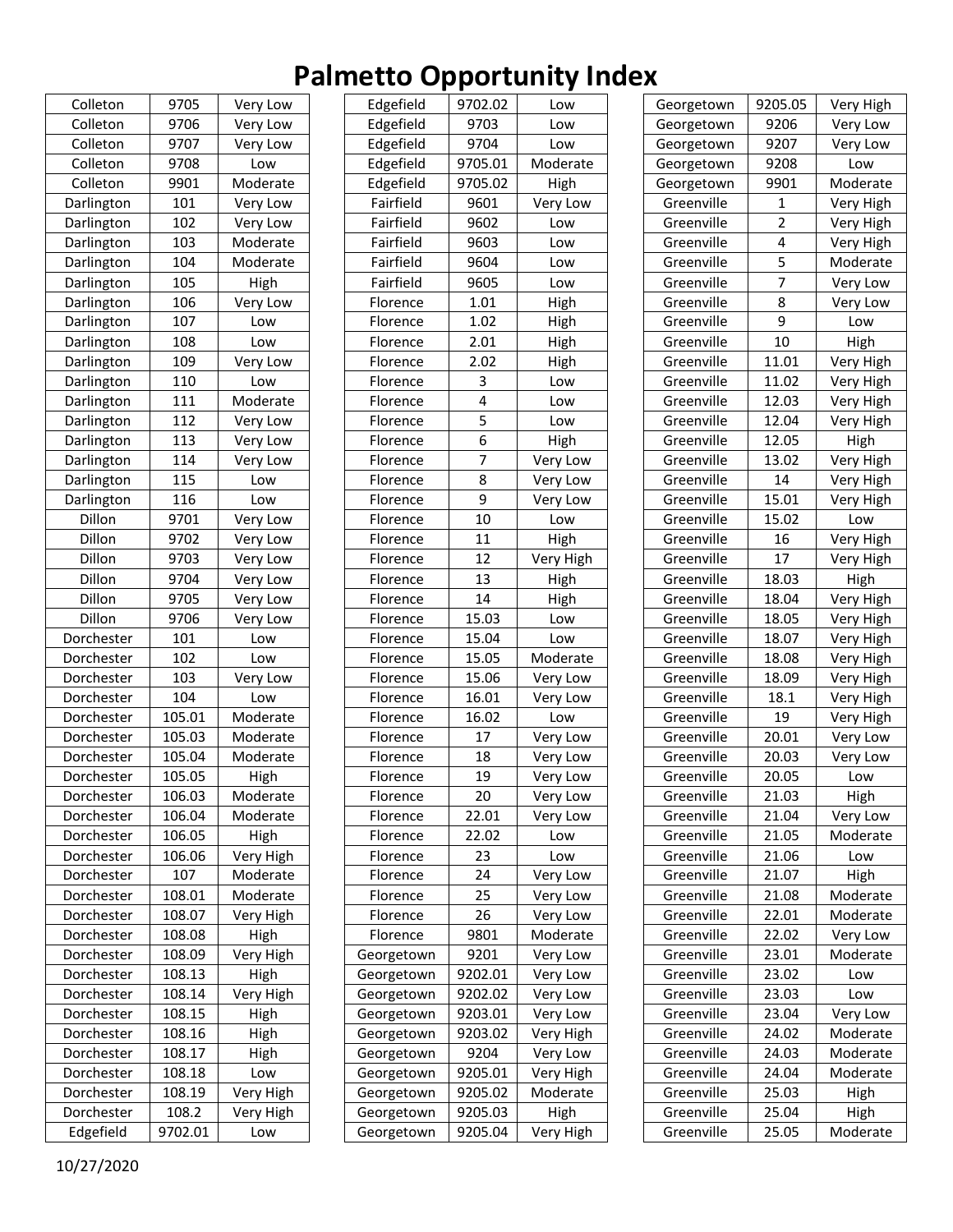# Palmetto Opportunity Index

| County | Tract | Index |
|---|---|---|
| Colleton | 9705 | Very Low |
| Colleton | 9706 | Very Low |
| Colleton | 9707 | Very Low |
| Colleton | 9708 | Low |
| Colleton | 9901 | Moderate |
| Darlington | 101 | Very Low |
| Darlington | 102 | Very Low |
| Darlington | 103 | Moderate |
| Darlington | 104 | Moderate |
| Darlington | 105 | High |
| Darlington | 106 | Very Low |
| Darlington | 107 | Low |
| Darlington | 108 | Low |
| Darlington | 109 | Very Low |
| Darlington | 110 | Low |
| Darlington | 111 | Moderate |
| Darlington | 112 | Very Low |
| Darlington | 113 | Very Low |
| Darlington | 114 | Very Low |
| Darlington | 115 | Low |
| Darlington | 116 | Low |
| Dillon | 9701 | Very Low |
| Dillon | 9702 | Very Low |
| Dillon | 9703 | Very Low |
| Dillon | 9704 | Very Low |
| Dillon | 9705 | Very Low |
| Dillon | 9706 | Very Low |
| Dorchester | 101 | Low |
| Dorchester | 102 | Low |
| Dorchester | 103 | Very Low |
| Dorchester | 104 | Low |
| Dorchester | 105.01 | Moderate |
| Dorchester | 105.03 | Moderate |
| Dorchester | 105.04 | Moderate |
| Dorchester | 105.05 | High |
| Dorchester | 106.03 | Moderate |
| Dorchester | 106.04 | Moderate |
| Dorchester | 106.05 | High |
| Dorchester | 106.06 | Very High |
| Dorchester | 107 | Moderate |
| Dorchester | 108.01 | Moderate |
| Dorchester | 108.07 | Very High |
| Dorchester | 108.08 | High |
| Dorchester | 108.09 | Very High |
| Dorchester | 108.13 | High |
| Dorchester | 108.14 | Very High |
| Dorchester | 108.15 | High |
| Dorchester | 108.16 | High |
| Dorchester | 108.17 | High |
| Dorchester | 108.18 | Low |
| Dorchester | 108.19 | Very High |
| Dorchester | 108.2 | Very High |
| Edgefield | 9702.01 | Low |
| Edgefield | 9702.02 | Low |
| Edgefield | 9703 | Low |
| Edgefield | 9704 | Low |
| Edgefield | 9705.01 | Moderate |
| Edgefield | 9705.02 | High |
| Fairfield | 9601 | Very Low |
| Fairfield | 9602 | Low |
| Fairfield | 9603 | Low |
| Fairfield | 9604 | Low |
| Fairfield | 9605 | Low |
| Florence | 1.01 | High |
| Florence | 1.02 | High |
| Florence | 2.01 | High |
| Florence | 2.02 | High |
| Florence | 3 | Low |
| Florence | 4 | Low |
| Florence | 5 | Low |
| Florence | 6 | High |
| Florence | 7 | Very Low |
| Florence | 8 | Very Low |
| Florence | 9 | Very Low |
| Florence | 10 | Low |
| Florence | 11 | High |
| Florence | 12 | Very High |
| Florence | 13 | High |
| Florence | 14 | High |
| Florence | 15.03 | Low |
| Florence | 15.04 | Low |
| Florence | 15.05 | Moderate |
| Florence | 15.06 | Very Low |
| Florence | 16.01 | Very Low |
| Florence | 16.02 | Low |
| Florence | 17 | Very Low |
| Florence | 18 | Very Low |
| Florence | 19 | Very Low |
| Florence | 20 | Very Low |
| Florence | 22.01 | Very Low |
| Florence | 22.02 | Low |
| Florence | 23 | Low |
| Florence | 24 | Very Low |
| Florence | 25 | Very Low |
| Florence | 26 | Very Low |
| Florence | 9801 | Moderate |
| Georgetown | 9201 | Very Low |
| Georgetown | 9202.01 | Very Low |
| Georgetown | 9202.02 | Very Low |
| Georgetown | 9203.01 | Very Low |
| Georgetown | 9203.02 | Very High |
| Georgetown | 9204 | Very Low |
| Georgetown | 9205.01 | Very High |
| Georgetown | 9205.02 | Moderate |
| Georgetown | 9205.03 | High |
| Georgetown | 9205.04 | Very High |
| Georgetown | 9205.05 | Very High |
| Georgetown | 9206 | Very Low |
| Georgetown | 9207 | Very Low |
| Georgetown | 9208 | Low |
| Georgetown | 9901 | Moderate |
| Greenville | 1 | Very High |
| Greenville | 2 | Very High |
| Greenville | 4 | Very High |
| Greenville | 5 | Moderate |
| Greenville | 7 | Very Low |
| Greenville | 8 | Very Low |
| Greenville | 9 | Low |
| Greenville | 10 | High |
| Greenville | 11.01 | Very High |
| Greenville | 11.02 | Very High |
| Greenville | 12.03 | Very High |
| Greenville | 12.04 | Very High |
| Greenville | 12.05 | High |
| Greenville | 13.02 | Very High |
| Greenville | 14 | Very High |
| Greenville | 15.01 | Very High |
| Greenville | 15.02 | Low |
| Greenville | 16 | Very High |
| Greenville | 17 | Very High |
| Greenville | 18.03 | High |
| Greenville | 18.04 | Very High |
| Greenville | 18.05 | Very High |
| Greenville | 18.07 | Very High |
| Greenville | 18.08 | Very High |
| Greenville | 18.09 | Very High |
| Greenville | 18.1 | Very High |
| Greenville | 19 | Very High |
| Greenville | 20.01 | Very Low |
| Greenville | 20.03 | Very Low |
| Greenville | 20.05 | Low |
| Greenville | 21.03 | High |
| Greenville | 21.04 | Very Low |
| Greenville | 21.05 | Moderate |
| Greenville | 21.06 | Low |
| Greenville | 21.07 | High |
| Greenville | 21.08 | Moderate |
| Greenville | 22.01 | Moderate |
| Greenville | 22.02 | Very Low |
| Greenville | 23.01 | Moderate |
| Greenville | 23.02 | Low |
| Greenville | 23.03 | Low |
| Greenville | 23.04 | Very Low |
| Greenville | 24.02 | Moderate |
| Greenville | 24.03 | Moderate |
| Greenville | 24.04 | Moderate |
| Greenville | 25.03 | High |
| Greenville | 25.04 | High |
| Greenville | 25.05 | Moderate |

10/27/2020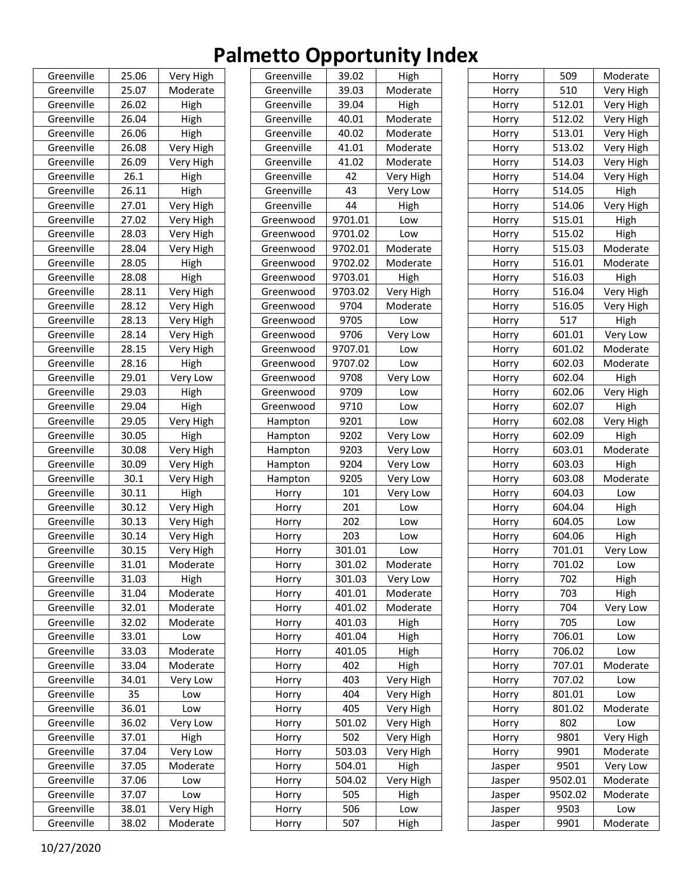# Palmetto Opportunity Index

| County | Tract | Index |
|---|---|---|
| Greenville | 25.06 | Very High |
| Greenville | 25.07 | Moderate |
| Greenville | 26.02 | High |
| Greenville | 26.04 | High |
| Greenville | 26.06 | High |
| Greenville | 26.08 | Very High |
| Greenville | 26.09 | Very High |
| Greenville | 26.1 | High |
| Greenville | 26.11 | High |
| Greenville | 27.01 | Very High |
| Greenville | 27.02 | Very High |
| Greenville | 28.03 | Very High |
| Greenville | 28.04 | Very High |
| Greenville | 28.05 | High |
| Greenville | 28.08 | High |
| Greenville | 28.11 | Very High |
| Greenville | 28.12 | Very High |
| Greenville | 28.13 | Very High |
| Greenville | 28.14 | Very High |
| Greenville | 28.15 | Very High |
| Greenville | 28.16 | High |
| Greenville | 29.01 | Very Low |
| Greenville | 29.03 | High |
| Greenville | 29.04 | High |
| Greenville | 29.05 | Very High |
| Greenville | 30.05 | High |
| Greenville | 30.08 | Very High |
| Greenville | 30.09 | Very High |
| Greenville | 30.1 | Very High |
| Greenville | 30.11 | High |
| Greenville | 30.12 | Very High |
| Greenville | 30.13 | Very High |
| Greenville | 30.14 | Very High |
| Greenville | 30.15 | Very High |
| Greenville | 31.01 | Moderate |
| Greenville | 31.03 | High |
| Greenville | 31.04 | Moderate |
| Greenville | 32.01 | Moderate |
| Greenville | 32.02 | Moderate |
| Greenville | 33.01 | Low |
| Greenville | 33.03 | Moderate |
| Greenville | 33.04 | Moderate |
| Greenville | 34.01 | Very Low |
| Greenville | 35 | Low |
| Greenville | 36.01 | Low |
| Greenville | 36.02 | Very Low |
| Greenville | 37.01 | High |
| Greenville | 37.04 | Very Low |
| Greenville | 37.05 | Moderate |
| Greenville | 37.06 | Low |
| Greenville | 37.07 | Low |
| Greenville | 38.01 | Very High |
| Greenville | 38.02 | Moderate |
| Greenville | 39.02 | High |
| Greenville | 39.03 | Moderate |
| Greenville | 39.04 | High |
| Greenville | 40.01 | Moderate |
| Greenville | 40.02 | Moderate |
| Greenville | 41.01 | Moderate |
| Greenville | 41.02 | Moderate |
| Greenville | 42 | Very High |
| Greenville | 43 | Very Low |
| Greenville | 44 | High |
| Greenwood | 9701.01 | Low |
| Greenwood | 9701.02 | Low |
| Greenwood | 9702.01 | Moderate |
| Greenwood | 9702.02 | Moderate |
| Greenwood | 9703.01 | High |
| Greenwood | 9703.02 | Very High |
| Greenwood | 9704 | Moderate |
| Greenwood | 9705 | Low |
| Greenwood | 9706 | Very Low |
| Greenwood | 9707.01 | Low |
| Greenwood | 9707.02 | Low |
| Greenwood | 9708 | Very Low |
| Greenwood | 9709 | Low |
| Greenwood | 9710 | Low |
| Hampton | 9201 | Low |
| Hampton | 9202 | Very Low |
| Hampton | 9203 | Very Low |
| Hampton | 9204 | Very Low |
| Hampton | 9205 | Very Low |
| Horry | 101 | Very Low |
| Horry | 201 | Low |
| Horry | 202 | Low |
| Horry | 203 | Low |
| Horry | 301.01 | Low |
| Horry | 301.02 | Moderate |
| Horry | 301.03 | Very Low |
| Horry | 401.01 | Moderate |
| Horry | 401.02 | Moderate |
| Horry | 401.03 | High |
| Horry | 401.04 | High |
| Horry | 401.05 | High |
| Horry | 402 | High |
| Horry | 403 | Very High |
| Horry | 404 | Very High |
| Horry | 405 | Very High |
| Horry | 501.02 | Very High |
| Horry | 502 | Very High |
| Horry | 503.03 | Very High |
| Horry | 504.01 | High |
| Horry | 504.02 | Very High |
| Horry | 505 | High |
| Horry | 506 | Low |
| Horry | 507 | High |
| Horry | 509 | Moderate |
| Horry | 510 | Very High |
| Horry | 512.01 | Very High |
| Horry | 512.02 | Very High |
| Horry | 513.01 | Very High |
| Horry | 513.02 | Very High |
| Horry | 514.03 | Very High |
| Horry | 514.04 | Very High |
| Horry | 514.05 | High |
| Horry | 514.06 | Very High |
| Horry | 515.01 | High |
| Horry | 515.02 | High |
| Horry | 515.03 | Moderate |
| Horry | 516.01 | Moderate |
| Horry | 516.03 | High |
| Horry | 516.04 | Very High |
| Horry | 516.05 | Very High |
| Horry | 517 | High |
| Horry | 601.01 | Very Low |
| Horry | 601.02 | Moderate |
| Horry | 602.03 | Moderate |
| Horry | 602.04 | High |
| Horry | 602.06 | Very High |
| Horry | 602.07 | High |
| Horry | 602.08 | Very High |
| Horry | 602.09 | High |
| Horry | 603.01 | Moderate |
| Horry | 603.03 | High |
| Horry | 603.08 | Moderate |
| Horry | 604.03 | Low |
| Horry | 604.04 | High |
| Horry | 604.05 | Low |
| Horry | 604.06 | High |
| Horry | 701.01 | Very Low |
| Horry | 701.02 | Low |
| Horry | 702 | High |
| Horry | 703 | High |
| Horry | 704 | Very Low |
| Horry | 705 | Low |
| Horry | 706.01 | Low |
| Horry | 706.02 | Low |
| Horry | 707.01 | Moderate |
| Horry | 707.02 | Low |
| Horry | 801.01 | Low |
| Horry | 801.02 | Moderate |
| Horry | 802 | Low |
| Horry | 9801 | Very High |
| Horry | 9901 | Moderate |
| Jasper | 9501 | Very Low |
| Jasper | 9502.01 | Moderate |
| Jasper | 9502.02 | Moderate |
| Jasper | 9503 | Low |
| Jasper | 9901 | Moderate |

10/27/2020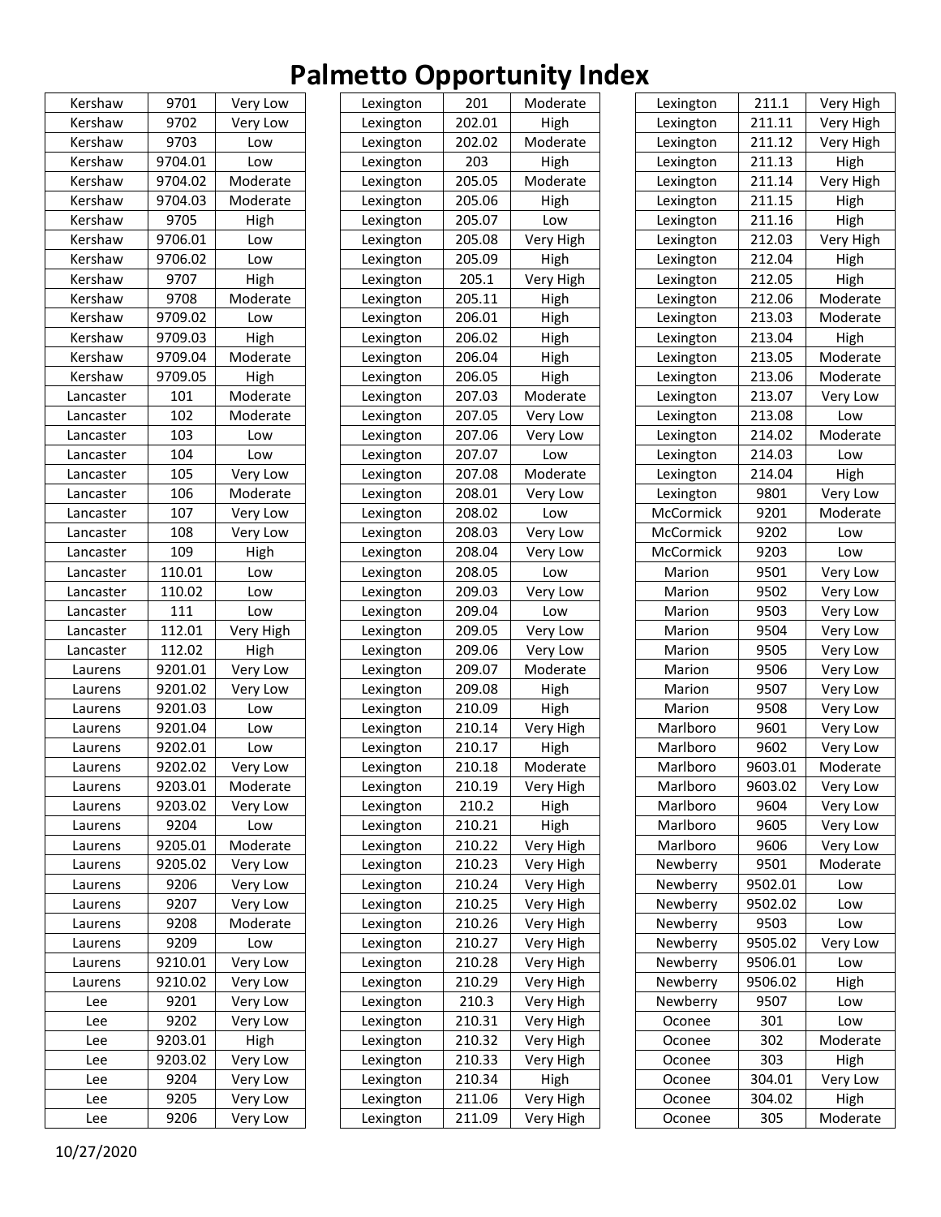# Palmetto Opportunity Index

| | | |
|---|---|---|
| Kershaw | 9701 | Very Low |
| Kershaw | 9702 | Very Low |
| Kershaw | 9703 | Low |
| Kershaw | 9704.01 | Low |
| Kershaw | 9704.02 | Moderate |
| Kershaw | 9704.03 | Moderate |
| Kershaw | 9705 | High |
| Kershaw | 9706.01 | Low |
| Kershaw | 9706.02 | Low |
| Kershaw | 9707 | High |
| Kershaw | 9708 | Moderate |
| Kershaw | 9709.02 | Low |
| Kershaw | 9709.03 | High |
| Kershaw | 9709.04 | Moderate |
| Kershaw | 9709.05 | High |
| Lancaster | 101 | Moderate |
| Lancaster | 102 | Moderate |
| Lancaster | 103 | Low |
| Lancaster | 104 | Low |
| Lancaster | 105 | Very Low |
| Lancaster | 106 | Moderate |
| Lancaster | 107 | Very Low |
| Lancaster | 108 | Very Low |
| Lancaster | 109 | High |
| Lancaster | 110.01 | Low |
| Lancaster | 110.02 | Low |
| Lancaster | 111 | Low |
| Lancaster | 112.01 | Very High |
| Lancaster | 112.02 | High |
| Laurens | 9201.01 | Very Low |
| Laurens | 9201.02 | Very Low |
| Laurens | 9201.03 | Low |
| Laurens | 9201.04 | Low |
| Laurens | 9202.01 | Low |
| Laurens | 9202.02 | Very Low |
| Laurens | 9203.01 | Moderate |
| Laurens | 9203.02 | Very Low |
| Laurens | 9204 | Low |
| Laurens | 9205.01 | Moderate |
| Laurens | 9205.02 | Very Low |
| Laurens | 9206 | Very Low |
| Laurens | 9207 | Very Low |
| Laurens | 9208 | Moderate |
| Laurens | 9209 | Low |
| Laurens | 9210.01 | Very Low |
| Laurens | 9210.02 | Very Low |
| Lee | 9201 | Very Low |
| Lee | 9202 | Very Low |
| Lee | 9203.01 | High |
| Lee | 9203.02 | Very Low |
| Lee | 9204 | Very Low |
| Lee | 9205 | Very Low |
| Lee | 9206 | Very Low |
| Lexington | 201 | Moderate |
| Lexington | 202.01 | High |
| Lexington | 202.02 | Moderate |
| Lexington | 203 | High |
| Lexington | 205.05 | Moderate |
| Lexington | 205.06 | High |
| Lexington | 205.07 | Low |
| Lexington | 205.08 | Very High |
| Lexington | 205.09 | High |
| Lexington | 205.1 | Very High |
| Lexington | 205.11 | High |
| Lexington | 206.01 | High |
| Lexington | 206.02 | High |
| Lexington | 206.04 | High |
| Lexington | 206.05 | High |
| Lexington | 207.03 | Moderate |
| Lexington | 207.05 | Very Low |
| Lexington | 207.06 | Very Low |
| Lexington | 207.07 | Low |
| Lexington | 207.08 | Moderate |
| Lexington | 208.01 | Very Low |
| Lexington | 208.02 | Low |
| Lexington | 208.03 | Very Low |
| Lexington | 208.04 | Very Low |
| Lexington | 208.05 | Low |
| Lexington | 209.03 | Very Low |
| Lexington | 209.04 | Low |
| Lexington | 209.05 | Very Low |
| Lexington | 209.06 | Very Low |
| Lexington | 209.07 | Moderate |
| Lexington | 209.08 | High |
| Lexington | 210.09 | High |
| Lexington | 210.14 | Very High |
| Lexington | 210.17 | High |
| Lexington | 210.18 | Moderate |
| Lexington | 210.19 | Very High |
| Lexington | 210.2 | High |
| Lexington | 210.21 | High |
| Lexington | 210.22 | Very High |
| Lexington | 210.23 | Very High |
| Lexington | 210.24 | Very High |
| Lexington | 210.25 | Very High |
| Lexington | 210.26 | Very High |
| Lexington | 210.27 | Very High |
| Lexington | 210.28 | Very High |
| Lexington | 210.29 | Very High |
| Lexington | 210.3 | Very High |
| Lexington | 210.31 | Very High |
| Lexington | 210.32 | Very High |
| Lexington | 210.33 | Very High |
| Lexington | 210.34 | High |
| Lexington | 211.06 | Very High |
| Lexington | 211.09 | Very High |
| Lexington | 211.1 | Very High |
| Lexington | 211.11 | Very High |
| Lexington | 211.12 | Very High |
| Lexington | 211.13 | High |
| Lexington | 211.14 | Very High |
| Lexington | 211.15 | High |
| Lexington | 211.16 | High |
| Lexington | 212.03 | Very High |
| Lexington | 212.04 | High |
| Lexington | 212.05 | High |
| Lexington | 212.06 | Moderate |
| Lexington | 213.03 | Moderate |
| Lexington | 213.04 | High |
| Lexington | 213.05 | Moderate |
| Lexington | 213.06 | Moderate |
| Lexington | 213.07 | Very Low |
| Lexington | 213.08 | Low |
| Lexington | 214.02 | Moderate |
| Lexington | 214.03 | Low |
| Lexington | 214.04 | High |
| Lexington | 9801 | Very Low |
| McCormick | 9201 | Moderate |
| McCormick | 9202 | Low |
| McCormick | 9203 | Low |
| Marion | 9501 | Very Low |
| Marion | 9502 | Very Low |
| Marion | 9503 | Very Low |
| Marion | 9504 | Very Low |
| Marion | 9505 | Very Low |
| Marion | 9506 | Very Low |
| Marion | 9507 | Very Low |
| Marion | 9508 | Very Low |
| Marlboro | 9601 | Very Low |
| Marlboro | 9602 | Very Low |
| Marlboro | 9603.01 | Moderate |
| Marlboro | 9603.02 | Very Low |
| Marlboro | 9604 | Very Low |
| Marlboro | 9605 | Very Low |
| Marlboro | 9606 | Very Low |
| Newberry | 9501 | Moderate |
| Newberry | 9502.01 | Low |
| Newberry | 9502.02 | Low |
| Newberry | 9503 | Low |
| Newberry | 9505.02 | Very Low |
| Newberry | 9506.01 | Low |
| Newberry | 9506.02 | High |
| Newberry | 9507 | Low |
| Oconee | 301 | Low |
| Oconee | 302 | Moderate |
| Oconee | 303 | High |
| Oconee | 304.01 | Very Low |
| Oconee | 304.02 | High |
| Oconee | 305 | Moderate |

10/27/2020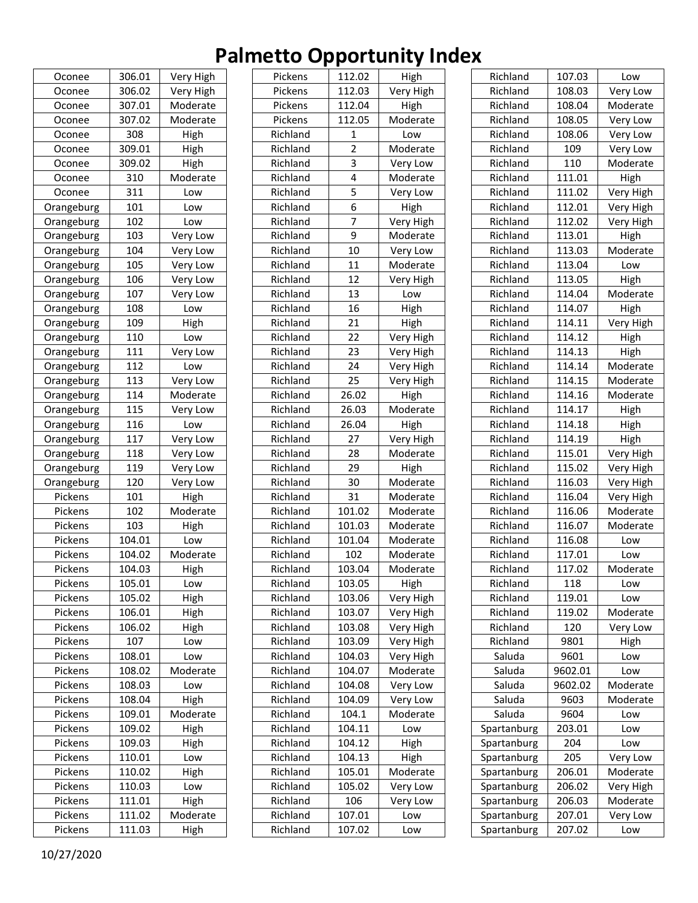# Palmetto Opportunity Index

| County | Tract | Opportunity |
|---|---|---|
| Oconee | 306.01 | Very High |
| Oconee | 306.02 | Very High |
| Oconee | 307.01 | Moderate |
| Oconee | 307.02 | Moderate |
| Oconee | 308 | High |
| Oconee | 309.01 | High |
| Oconee | 309.02 | High |
| Oconee | 310 | Moderate |
| Oconee | 311 | Low |
| Orangeburg | 101 | Low |
| Orangeburg | 102 | Low |
| Orangeburg | 103 | Very Low |
| Orangeburg | 104 | Very Low |
| Orangeburg | 105 | Very Low |
| Orangeburg | 106 | Very Low |
| Orangeburg | 107 | Very Low |
| Orangeburg | 108 | Low |
| Orangeburg | 109 | High |
| Orangeburg | 110 | Low |
| Orangeburg | 111 | Very Low |
| Orangeburg | 112 | Low |
| Orangeburg | 113 | Very Low |
| Orangeburg | 114 | Moderate |
| Orangeburg | 115 | Very Low |
| Orangeburg | 116 | Low |
| Orangeburg | 117 | Very Low |
| Orangeburg | 118 | Very Low |
| Orangeburg | 119 | Very Low |
| Orangeburg | 120 | Very Low |
| Pickens | 101 | High |
| Pickens | 102 | Moderate |
| Pickens | 103 | High |
| Pickens | 104.01 | Low |
| Pickens | 104.02 | Moderate |
| Pickens | 104.03 | High |
| Pickens | 105.01 | Low |
| Pickens | 105.02 | High |
| Pickens | 106.01 | High |
| Pickens | 106.02 | High |
| Pickens | 107 | Low |
| Pickens | 108.01 | Low |
| Pickens | 108.02 | Moderate |
| Pickens | 108.03 | Low |
| Pickens | 108.04 | High |
| Pickens | 109.01 | Moderate |
| Pickens | 109.02 | High |
| Pickens | 109.03 | High |
| Pickens | 110.01 | Low |
| Pickens | 110.02 | High |
| Pickens | 110.03 | Low |
| Pickens | 111.01 | High |
| Pickens | 111.02 | Moderate |
| Pickens | 111.03 | High |
| Pickens | 112.02 | High |
| Pickens | 112.03 | Very High |
| Pickens | 112.04 | High |
| Pickens | 112.05 | Moderate |
| Richland | 1 | Low |
| Richland | 2 | Moderate |
| Richland | 3 | Very Low |
| Richland | 4 | Moderate |
| Richland | 5 | Very Low |
| Richland | 6 | High |
| Richland | 7 | Very High |
| Richland | 9 | Moderate |
| Richland | 10 | Very Low |
| Richland | 11 | Moderate |
| Richland | 12 | Very High |
| Richland | 13 | Low |
| Richland | 16 | High |
| Richland | 21 | High |
| Richland | 22 | Very High |
| Richland | 23 | Very High |
| Richland | 24 | Very High |
| Richland | 25 | Very High |
| Richland | 26.02 | High |
| Richland | 26.03 | Moderate |
| Richland | 26.04 | High |
| Richland | 27 | Very High |
| Richland | 28 | Moderate |
| Richland | 29 | High |
| Richland | 30 | Moderate |
| Richland | 31 | Moderate |
| Richland | 101.02 | Moderate |
| Richland | 101.03 | Moderate |
| Richland | 101.04 | Moderate |
| Richland | 102 | Moderate |
| Richland | 103.04 | Moderate |
| Richland | 103.05 | High |
| Richland | 103.06 | Very High |
| Richland | 103.07 | Very High |
| Richland | 103.08 | Very High |
| Richland | 103.09 | Very High |
| Richland | 104.03 | Very High |
| Richland | 104.07 | Moderate |
| Richland | 104.08 | Very Low |
| Richland | 104.09 | Very Low |
| Richland | 104.1 | Moderate |
| Richland | 104.11 | Low |
| Richland | 104.12 | High |
| Richland | 104.13 | High |
| Richland | 105.01 | Moderate |
| Richland | 105.02 | Very Low |
| Richland | 106 | Very Low |
| Richland | 107.01 | Low |
| Richland | 107.02 | Low |
| Richland | 107.03 | Low |
| Richland | 108.03 | Very Low |
| Richland | 108.04 | Moderate |
| Richland | 108.05 | Very Low |
| Richland | 108.06 | Very Low |
| Richland | 109 | Very Low |
| Richland | 110 | Moderate |
| Richland | 111.01 | High |
| Richland | 111.02 | Very High |
| Richland | 112.01 | Very High |
| Richland | 112.02 | Very High |
| Richland | 113.01 | High |
| Richland | 113.03 | Moderate |
| Richland | 113.04 | Low |
| Richland | 113.05 | High |
| Richland | 114.04 | Moderate |
| Richland | 114.07 | High |
| Richland | 114.11 | Very High |
| Richland | 114.12 | High |
| Richland | 114.13 | High |
| Richland | 114.14 | Moderate |
| Richland | 114.15 | Moderate |
| Richland | 114.16 | Moderate |
| Richland | 114.17 | High |
| Richland | 114.18 | High |
| Richland | 114.19 | High |
| Richland | 115.01 | Very High |
| Richland | 115.02 | Very High |
| Richland | 116.03 | Very High |
| Richland | 116.04 | Very High |
| Richland | 116.06 | Moderate |
| Richland | 116.07 | Moderate |
| Richland | 116.08 | Low |
| Richland | 117.01 | Low |
| Richland | 117.02 | Moderate |
| Richland | 118 | Low |
| Richland | 119.01 | Low |
| Richland | 119.02 | Moderate |
| Richland | 120 | Very Low |
| Richland | 9801 | High |
| Saluda | 9601 | Low |
| Saluda | 9602.01 | Low |
| Saluda | 9602.02 | Moderate |
| Saluda | 9603 | Moderate |
| Saluda | 9604 | Low |
| Spartanburg | 203.01 | Low |
| Spartanburg | 204 | Low |
| Spartanburg | 205 | Very Low |
| Spartanburg | 206.01 | Moderate |
| Spartanburg | 206.02 | Very High |
| Spartanburg | 206.03 | Moderate |
| Spartanburg | 207.01 | Very Low |
| Spartanburg | 207.02 | Low |

10/27/2020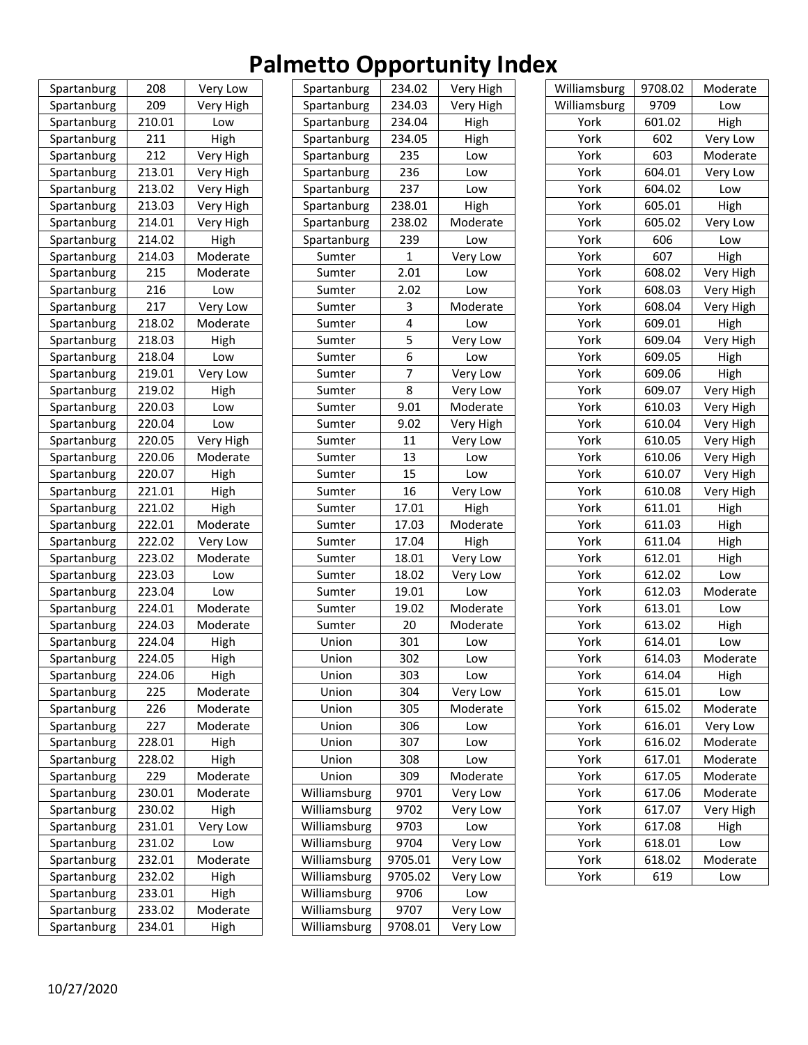# Palmetto Opportunity Index

| | | |
|---|---|---|
| Spartanburg | 208 | Very Low |
| Spartanburg | 209 | Very High |
| Spartanburg | 210.01 | Low |
| Spartanburg | 211 | High |
| Spartanburg | 212 | Very High |
| Spartanburg | 213.01 | Very High |
| Spartanburg | 213.02 | Very High |
| Spartanburg | 213.03 | Very High |
| Spartanburg | 214.01 | Very High |
| Spartanburg | 214.02 | High |
| Spartanburg | 214.03 | Moderate |
| Spartanburg | 215 | Moderate |
| Spartanburg | 216 | Low |
| Spartanburg | 217 | Very Low |
| Spartanburg | 218.02 | Moderate |
| Spartanburg | 218.03 | High |
| Spartanburg | 218.04 | Low |
| Spartanburg | 219.01 | Very Low |
| Spartanburg | 219.02 | High |
| Spartanburg | 220.03 | Low |
| Spartanburg | 220.04 | Low |
| Spartanburg | 220.05 | Very High |
| Spartanburg | 220.06 | Moderate |
| Spartanburg | 220.07 | High |
| Spartanburg | 221.01 | High |
| Spartanburg | 221.02 | High |
| Spartanburg | 222.01 | Moderate |
| Spartanburg | 222.02 | Very Low |
| Spartanburg | 223.02 | Moderate |
| Spartanburg | 223.03 | Low |
| Spartanburg | 223.04 | Low |
| Spartanburg | 224.01 | Moderate |
| Spartanburg | 224.03 | Moderate |
| Spartanburg | 224.04 | High |
| Spartanburg | 224.05 | High |
| Spartanburg | 224.06 | High |
| Spartanburg | 225 | Moderate |
| Spartanburg | 226 | Moderate |
| Spartanburg | 227 | Moderate |
| Spartanburg | 228.01 | High |
| Spartanburg | 228.02 | High |
| Spartanburg | 229 | Moderate |
| Spartanburg | 230.01 | Moderate |
| Spartanburg | 230.02 | High |
| Spartanburg | 231.01 | Very Low |
| Spartanburg | 231.02 | Low |
| Spartanburg | 232.01 | Moderate |
| Spartanburg | 232.02 | High |
| Spartanburg | 233.01 | High |
| Spartanburg | 233.02 | Moderate |
| Spartanburg | 234.01 | High |
| Spartanburg | 234.02 | Very High |
| Spartanburg | 234.03 | Very High |
| Spartanburg | 234.04 | High |
| Spartanburg | 234.05 | High |
| Spartanburg | 235 | Low |
| Spartanburg | 236 | Low |
| Spartanburg | 237 | Low |
| Spartanburg | 238.01 | High |
| Spartanburg | 238.02 | Moderate |
| Spartanburg | 239 | Low |
| Sumter | 1 | Very Low |
| Sumter | 2.01 | Low |
| Sumter | 2.02 | Low |
| Sumter | 3 | Moderate |
| Sumter | 4 | Low |
| Sumter | 5 | Very Low |
| Sumter | 6 | Low |
| Sumter | 7 | Very Low |
| Sumter | 8 | Very Low |
| Sumter | 9.01 | Moderate |
| Sumter | 9.02 | Very High |
| Sumter | 11 | Very Low |
| Sumter | 13 | Low |
| Sumter | 15 | Low |
| Sumter | 16 | Very Low |
| Sumter | 17.01 | High |
| Sumter | 17.03 | Moderate |
| Sumter | 17.04 | High |
| Sumter | 18.01 | Very Low |
| Sumter | 18.02 | Very Low |
| Sumter | 19.01 | Low |
| Sumter | 19.02 | Moderate |
| Sumter | 20 | Moderate |
| Union | 301 | Low |
| Union | 302 | Low |
| Union | 303 | Low |
| Union | 304 | Very Low |
| Union | 305 | Moderate |
| Union | 306 | Low |
| Union | 307 | Low |
| Union | 308 | Low |
| Union | 309 | Moderate |
| Williamsburg | 9701 | Very Low |
| Williamsburg | 9702 | Very Low |
| Williamsburg | 9703 | Low |
| Williamsburg | 9704 | Very Low |
| Williamsburg | 9705.01 | Very Low |
| Williamsburg | 9705.02 | Very Low |
| Williamsburg | 9706 | Low |
| Williamsburg | 9707 | Very Low |
| Williamsburg | 9708.01 | Very Low |
| Williamsburg | 9708.02 | Moderate |
| Williamsburg | 9709 | Low |
| York | 601.02 | High |
| York | 602 | Very Low |
| York | 603 | Moderate |
| York | 604.01 | Very Low |
| York | 604.02 | Low |
| York | 605.01 | High |
| York | 605.02 | Very Low |
| York | 606 | Low |
| York | 607 | High |
| York | 608.02 | Very High |
| York | 608.03 | Very High |
| York | 608.04 | Very High |
| York | 609.01 | High |
| York | 609.04 | Very High |
| York | 609.05 | High |
| York | 609.06 | High |
| York | 609.07 | Very High |
| York | 610.03 | Very High |
| York | 610.04 | Very High |
| York | 610.05 | Very High |
| York | 610.06 | Very High |
| York | 610.07 | Very High |
| York | 610.08 | Very High |
| York | 611.01 | High |
| York | 611.03 | High |
| York | 611.04 | High |
| York | 612.01 | High |
| York | 612.02 | Low |
| York | 612.03 | Moderate |
| York | 613.01 | Low |
| York | 613.02 | High |
| York | 614.01 | Low |
| York | 614.03 | Moderate |
| York | 614.04 | High |
| York | 615.01 | Low |
| York | 615.02 | Moderate |
| York | 616.01 | Very Low |
| York | 616.02 | Moderate |
| York | 617.01 | Moderate |
| York | 617.05 | Moderate |
| York | 617.06 | Moderate |
| York | 617.07 | Very High |
| York | 617.08 | High |
| York | 618.01 | Low |
| York | 618.02 | Moderate |
| York | 619 | Low |

10/27/2020